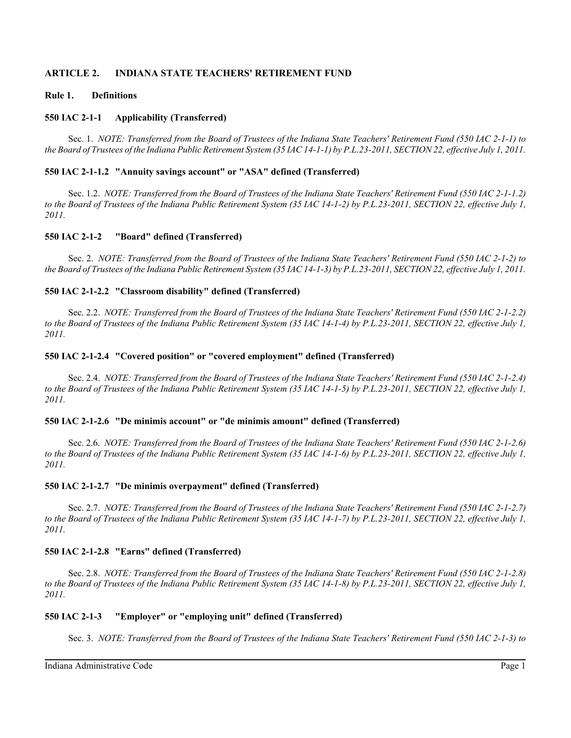## ARTICLE 2. INDIANA STATE TEACHERS' RETIREMENT FUND

### Rule 1. Definitions

#### 550 IAC 2-1-1 Applicability (Transferred)

Sec. 1. *NOTE: Transferred from the Board of Trustees of the Indiana State Teachers' Retirement Fund (550 IAC 2-1-1) to the Board of Trustees of the Indiana Public Retirement System (35 IAC 14-1-1) by P.L.23-2011, SECTION 22, effective July 1, 2011.*

#### 550 IAC 2-1-1.2 "Annuity savings account" or "ASA" defined (Transferred)

Sec. 1.2. *NOTE: Transferred from the Board of Trustees of the Indiana State Teachers' Retirement Fund (550 IAC 2-1-1.2) to the Board of Trustees of the Indiana Public Retirement System (35 IAC 14-1-2) by P.L.23-2011, SECTION 22, effective July 1, 2011.*

#### 550 IAC 2-1-2 "Board" defined (Transferred)

Sec. 2. *NOTE: Transferred from the Board of Trustees of the Indiana State Teachers' Retirement Fund (550 IAC 2-1-2) to the Board of Trustees of the Indiana Public Retirement System (35 IAC 14-1-3) by P.L.23-2011, SECTION 22, effective July 1, 2011.*

#### 550 IAC 2-1-2.2 "Classroom disability" defined (Transferred)

Sec. 2.2. *NOTE: Transferred from the Board of Trustees of the Indiana State Teachers' Retirement Fund (550 IAC 2-1-2.2) to the Board of Trustees of the Indiana Public Retirement System (35 IAC 14-1-4) by P.L.23-2011, SECTION 22, effective July 1, 2011.*

#### 550 IAC 2-1-2.4 "Covered position" or "covered employment" defined (Transferred)

Sec. 2.4. *NOTE: Transferred from the Board of Trustees of the Indiana State Teachers' Retirement Fund (550 IAC 2-1-2.4) to the Board of Trustees of the Indiana Public Retirement System (35 IAC 14-1-5) by P.L.23-2011, SECTION 22, effective July 1, 2011.*

#### 550 IAC 2-1-2.6 "De minimis account" or "de minimis amount" defined (Transferred)

Sec. 2.6. *NOTE: Transferred from the Board of Trustees of the Indiana State Teachers' Retirement Fund (550 IAC 2-1-2.6) to the Board of Trustees of the Indiana Public Retirement System (35 IAC 14-1-6) by P.L.23-2011, SECTION 22, effective July 1, 2011.*

#### 550 IAC 2-1-2.7 "De minimis overpayment" defined (Transferred)

Sec. 2.7. *NOTE: Transferred from the Board of Trustees of the Indiana State Teachers' Retirement Fund (550 IAC 2-1-2.7) to the Board of Trustees of the Indiana Public Retirement System (35 IAC 14-1-7) by P.L.23-2011, SECTION 22, effective July 1, 2011.*

#### 550 IAC 2-1-2.8 "Earns" defined (Transferred)

Sec. 2.8. *NOTE: Transferred from the Board of Trustees of the Indiana State Teachers' Retirement Fund (550 IAC 2-1-2.8) to the Board of Trustees of the Indiana Public Retirement System (35 IAC 14-1-8) by P.L.23-2011, SECTION 22, effective July 1, 2011.*

#### 550 IAC 2-1-3 "Employer" or "employing unit" defined (Transferred)

Sec. 3. *NOTE: Transferred from the Board of Trustees of the Indiana State Teachers' Retirement Fund (550 IAC 2-1-3) to*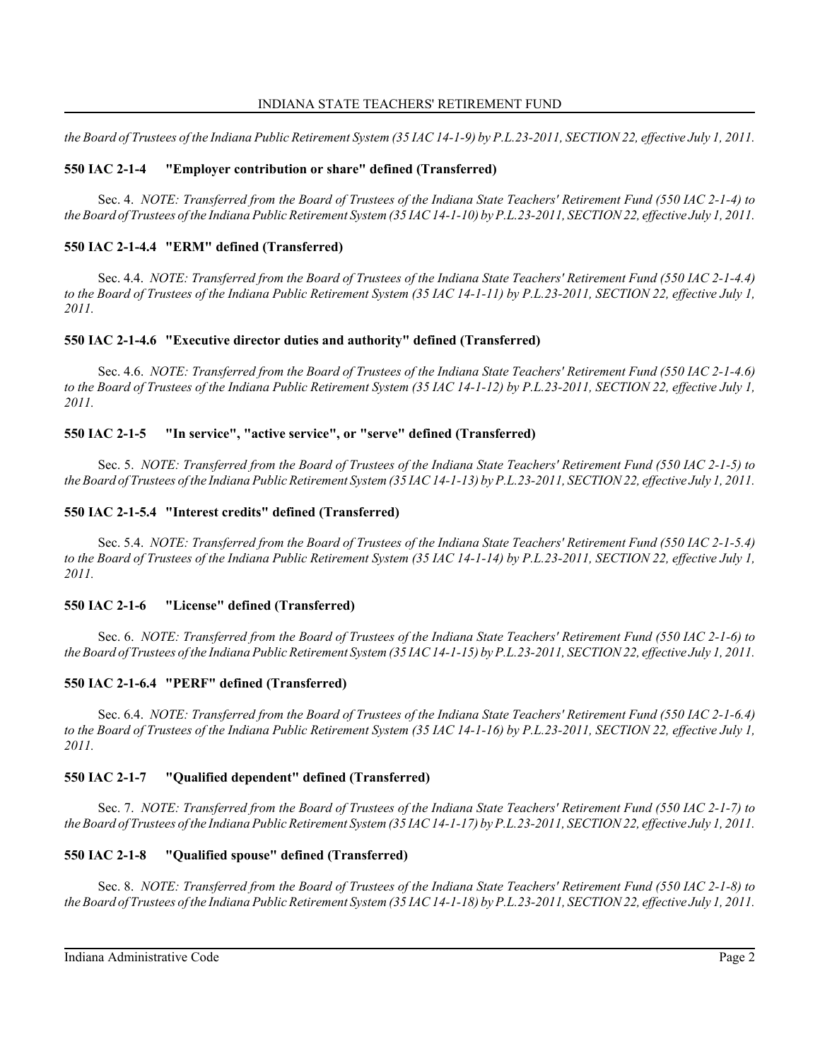*the Board of Trustees of the Indiana Public Retirement System (35 IAC 14-1-9) by P.L.23-2011, SECTION 22, effective July 1, 2011.*

### 550 IAC 2-1-4 "Employer contribution or share" defined (Transferred)

Sec. 4. *NOTE: Transferred from the Board of Trustees of the Indiana State Teachers' Retirement Fund (550 IAC 2-1-4) to the Board of Trustees of the Indiana Public Retirement System (35 IAC 14-1-10) by P.L.23-2011, SECTION 22, effective July 1, 2011.*

### 550 IAC 2-1-4.4 "ERM" defined (Transferred)

Sec. 4.4. *NOTE: Transferred from the Board of Trustees of the Indiana State Teachers' Retirement Fund (550 IAC 2-1-4.4) to the Board of Trustees of the Indiana Public Retirement System (35 IAC 14-1-11) by P.L.23-2011, SECTION 22, effective July 1, 2011.*

### 550 IAC 2-1-4.6 "Executive director duties and authority" defined (Transferred)

Sec. 4.6. *NOTE: Transferred from the Board of Trustees of the Indiana State Teachers' Retirement Fund (550 IAC 2-1-4.6) to the Board of Trustees of the Indiana Public Retirement System (35 IAC 14-1-12) by P.L.23-2011, SECTION 22, effective July 1, 2011.*

### 550 IAC 2-1-5 "In service", "active service", or "serve" defined (Transferred)

Sec. 5. *NOTE: Transferred from the Board of Trustees of the Indiana State Teachers' Retirement Fund (550 IAC 2-1-5) to the Board of Trustees of the Indiana Public Retirement System (35 IAC 14-1-13) by P.L.23-2011, SECTION 22, effective July 1, 2011.*

### 550 IAC 2-1-5.4 "Interest credits" defined (Transferred)

Sec. 5.4. *NOTE: Transferred from the Board of Trustees of the Indiana State Teachers' Retirement Fund (550 IAC 2-1-5.4) to the Board of Trustees of the Indiana Public Retirement System (35 IAC 14-1-14) by P.L.23-2011, SECTION 22, effective July 1, 2011.*

### 550 IAC 2-1-6 "License" defined (Transferred)

Sec. 6. *NOTE: Transferred from the Board of Trustees of the Indiana State Teachers' Retirement Fund (550 IAC 2-1-6) to the Board of Trustees of the Indiana Public Retirement System (35 IAC 14-1-15) by P.L.23-2011, SECTION 22, effective July 1, 2011.*

### 550 IAC 2-1-6.4 "PERF" defined (Transferred)

Sec. 6.4. *NOTE: Transferred from the Board of Trustees of the Indiana State Teachers' Retirement Fund (550 IAC 2-1-6.4) to the Board of Trustees of the Indiana Public Retirement System (35 IAC 14-1-16) by P.L.23-2011, SECTION 22, effective July 1, 2011.*

### 550 IAC 2-1-7 "Qualified dependent" defined (Transferred)

Sec. 7. *NOTE: Transferred from the Board of Trustees of the Indiana State Teachers' Retirement Fund (550 IAC 2-1-7) to the Board of Trustees of the Indiana Public Retirement System (35 IAC 14-1-17) by P.L.23-2011, SECTION 22, effective July 1, 2011.*

### 550 IAC 2-1-8 "Qualified spouse" defined (Transferred)

Sec. 8. *NOTE: Transferred from the Board of Trustees of the Indiana State Teachers' Retirement Fund (550 IAC 2-1-8) to the Board of Trustees of the Indiana Public Retirement System (35 IAC 14-1-18) by P.L.23-2011, SECTION 22, effective July 1, 2011.*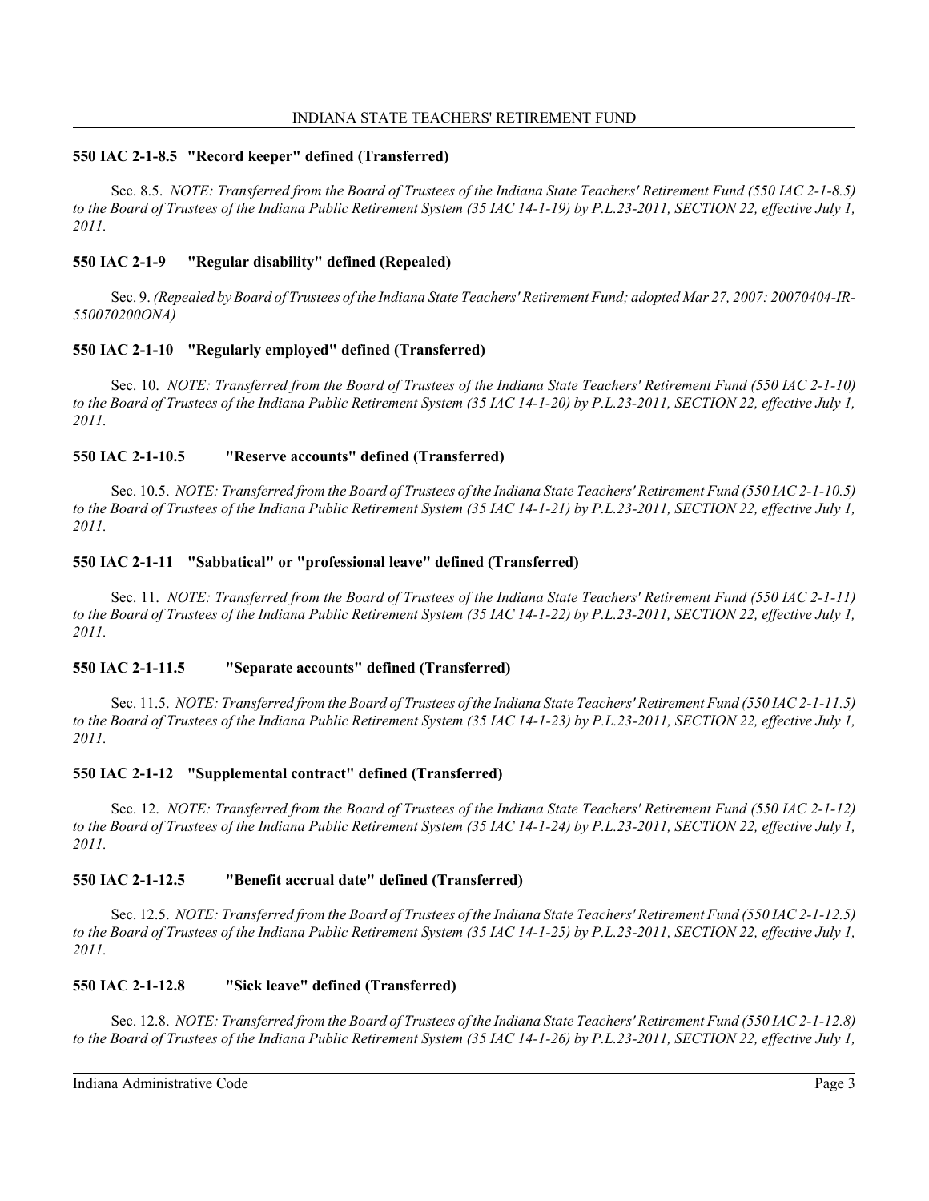### 550 IAC 2-1-8.5 "Record keeper" defined (Transferred)

Sec. 8.5. *NOTE: Transferred from the Board of Trustees of the Indiana State Teachers' Retirement Fund (550 IAC 2-1-8.5) to the Board of Trustees of the Indiana Public Retirement System (35 IAC 14-1-19) by P.L.23-2011, SECTION 22, effective July 1, 2011.*

### 550 IAC 2-1-9 "Regular disability" defined (Repealed)

Sec. 9. *(Repealed by Board of Trustees of the Indiana State Teachers' Retirement Fund; adopted Mar 27, 2007: 20070404-IR-550070200ONA)*

### 550 IAC 2-1-10 "Regularly employed" defined (Transferred)

Sec. 10. *NOTE: Transferred from the Board of Trustees of the Indiana State Teachers' Retirement Fund (550 IAC 2-1-10) to the Board of Trustees of the Indiana Public Retirement System (35 IAC 14-1-20) by P.L.23-2011, SECTION 22, effective July 1, 2011.*

### 550 IAC 2-1-10.5 "Reserve accounts" defined (Transferred)

Sec. 10.5. *NOTE: Transferred from the Board of Trustees of the Indiana State Teachers' Retirement Fund (550 IAC 2-1-10.5) to the Board of Trustees of the Indiana Public Retirement System (35 IAC 14-1-21) by P.L.23-2011, SECTION 22, effective July 1, 2011.*

### 550 IAC 2-1-11 "Sabbatical" or "professional leave" defined (Transferred)

Sec. 11. *NOTE: Transferred from the Board of Trustees of the Indiana State Teachers' Retirement Fund (550 IAC 2-1-11) to the Board of Trustees of the Indiana Public Retirement System (35 IAC 14-1-22) by P.L.23-2011, SECTION 22, effective July 1, 2011.*

### 550 IAC 2-1-11.5 "Separate accounts" defined (Transferred)

Sec. 11.5. *NOTE: Transferred from the Board of Trustees of the Indiana State Teachers' Retirement Fund (550 IAC 2-1-11.5) to the Board of Trustees of the Indiana Public Retirement System (35 IAC 14-1-23) by P.L.23-2011, SECTION 22, effective July 1, 2011.*

### 550 IAC 2-1-12 "Supplemental contract" defined (Transferred)

Sec. 12. *NOTE: Transferred from the Board of Trustees of the Indiana State Teachers' Retirement Fund (550 IAC 2-1-12) to the Board of Trustees of the Indiana Public Retirement System (35 IAC 14-1-24) by P.L.23-2011, SECTION 22, effective July 1, 2011.*

### 550 IAC 2-1-12.5 "Benefit accrual date" defined (Transferred)

Sec. 12.5. *NOTE: Transferred from the Board of Trustees of the Indiana State Teachers' Retirement Fund (550 IAC 2-1-12.5) to the Board of Trustees of the Indiana Public Retirement System (35 IAC 14-1-25) by P.L.23-2011, SECTION 22, effective July 1, 2011.*

### 550 IAC 2-1-12.8 "Sick leave" defined (Transferred)

Sec. 12.8. *NOTE: Transferred from the Board of Trustees of the Indiana State Teachers' Retirement Fund (550 IAC 2-1-12.8) to the Board of Trustees of the Indiana Public Retirement System (35 IAC 14-1-26) by P.L.23-2011, SECTION 22, effective July 1,*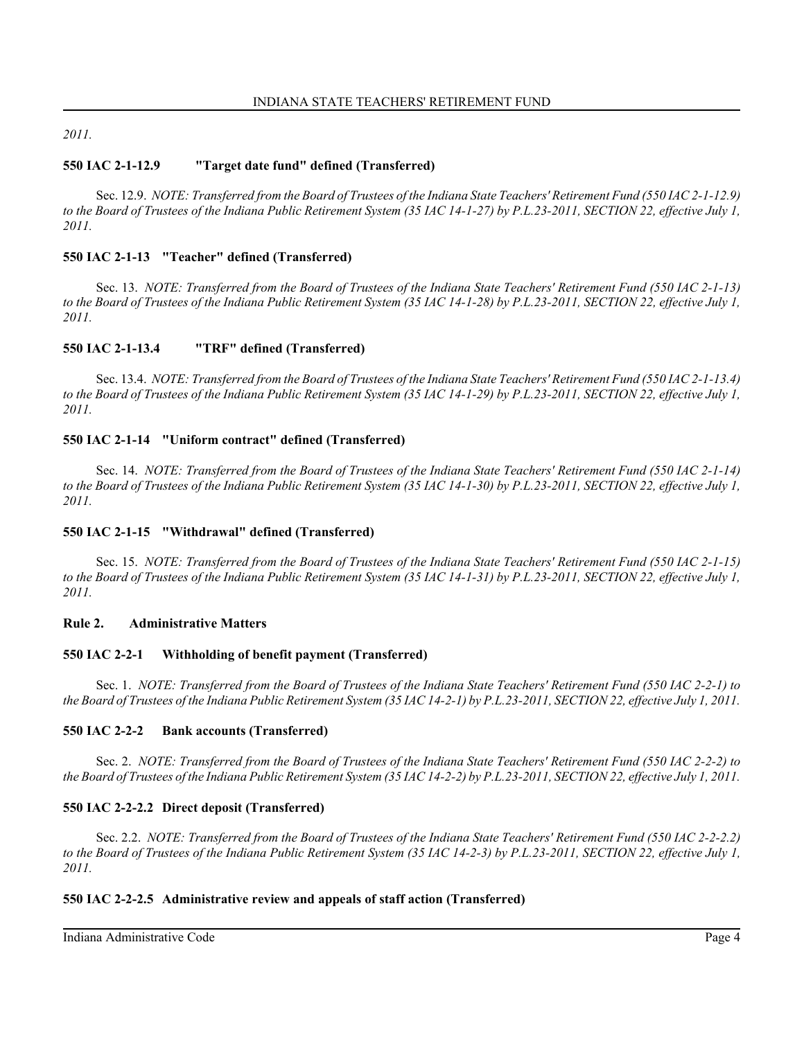*2011.*

### 550 IAC 2-1-12.9 "Target date fund" defined (Transferred)

Sec. 12.9. *NOTE: Transferred from the Board of Trustees of the Indiana State Teachers' Retirement Fund (550 IAC 2-1-12.9) to the Board of Trustees of the Indiana Public Retirement System (35 IAC 14-1-27) by P.L.23-2011, SECTION 22, effective July 1, 2011.*

### 550 IAC 2-1-13 "Teacher" defined (Transferred)

Sec. 13. *NOTE: Transferred from the Board of Trustees of the Indiana State Teachers' Retirement Fund (550 IAC 2-1-13) to the Board of Trustees of the Indiana Public Retirement System (35 IAC 14-1-28) by P.L.23-2011, SECTION 22, effective July 1, 2011.*

### 550 IAC 2-1-13.4 "TRF" defined (Transferred)

Sec. 13.4. *NOTE: Transferred from the Board of Trustees of the Indiana State Teachers' Retirement Fund (550 IAC 2-1-13.4) to the Board of Trustees of the Indiana Public Retirement System (35 IAC 14-1-29) by P.L.23-2011, SECTION 22, effective July 1, 2011.*

### 550 IAC 2-1-14 "Uniform contract" defined (Transferred)

Sec. 14. *NOTE: Transferred from the Board of Trustees of the Indiana State Teachers' Retirement Fund (550 IAC 2-1-14) to the Board of Trustees of the Indiana Public Retirement System (35 IAC 14-1-30) by P.L.23-2011, SECTION 22, effective July 1, 2011.*

### 550 IAC 2-1-15 "Withdrawal" defined (Transferred)

Sec. 15. *NOTE: Transferred from the Board of Trustees of the Indiana State Teachers' Retirement Fund (550 IAC 2-1-15) to the Board of Trustees of the Indiana Public Retirement System (35 IAC 14-1-31) by P.L.23-2011, SECTION 22, effective July 1, 2011.*

## Rule 2. Administrative Matters

### 550 IAC 2-2-1 Withholding of benefit payment (Transferred)

Sec. 1. *NOTE: Transferred from the Board of Trustees of the Indiana State Teachers' Retirement Fund (550 IAC 2-2-1) to the Board of Trustees of the Indiana Public Retirement System (35 IAC 14-2-1) by P.L.23-2011, SECTION 22, effective July 1, 2011.*

### 550 IAC 2-2-2 Bank accounts (Transferred)

Sec. 2. *NOTE: Transferred from the Board of Trustees of the Indiana State Teachers' Retirement Fund (550 IAC 2-2-2) to the Board of Trustees of the Indiana Public Retirement System (35 IAC 14-2-2) by P.L.23-2011, SECTION 22, effective July 1, 2011.*

### 550 IAC 2-2-2.2 Direct deposit (Transferred)

Sec. 2.2. *NOTE: Transferred from the Board of Trustees of the Indiana State Teachers' Retirement Fund (550 IAC 2-2-2.2) to the Board of Trustees of the Indiana Public Retirement System (35 IAC 14-2-3) by P.L.23-2011, SECTION 22, effective July 1, 2011.*

### 550 IAC 2-2-2.5 Administrative review and appeals of staff action (Transferred)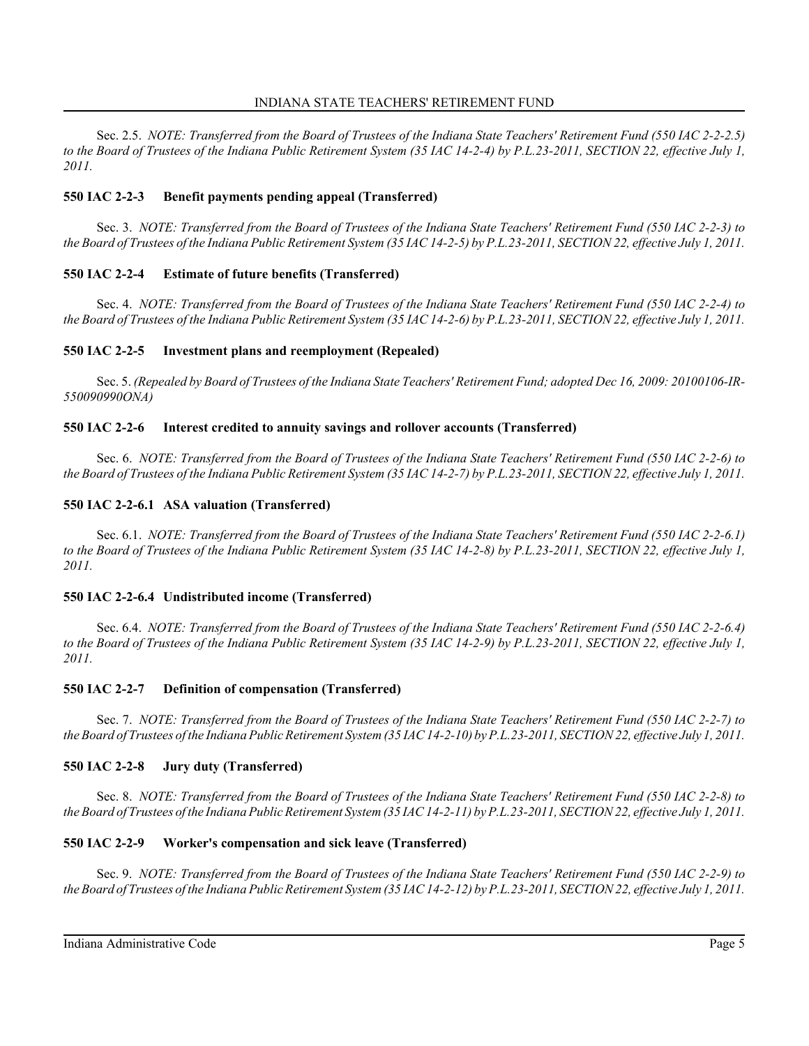Sec. 2.5. *NOTE: Transferred from the Board of Trustees of the Indiana State Teachers' Retirement Fund (550 IAC 2-2-2.5) to the Board of Trustees of the Indiana Public Retirement System (35 IAC 14-2-4) by P.L.23-2011, SECTION 22, effective July 1, 2011.*

### 550 IAC 2-2-3 Benefit payments pending appeal (Transferred)

Sec. 3. *NOTE: Transferred from the Board of Trustees of the Indiana State Teachers' Retirement Fund (550 IAC 2-2-3) to the Board of Trustees of the Indiana Public Retirement System (35 IAC 14-2-5) by P.L.23-2011, SECTION 22, effective July 1, 2011.*

### 550 IAC 2-2-4 Estimate of future benefits (Transferred)

Sec. 4. *NOTE: Transferred from the Board of Trustees of the Indiana State Teachers' Retirement Fund (550 IAC 2-2-4) to the Board of Trustees of the Indiana Public Retirement System (35 IAC 14-2-6) by P.L.23-2011, SECTION 22, effective July 1, 2011.*

### 550 IAC 2-2-5 Investment plans and reemployment (Repealed)

Sec. 5. *(Repealed by Board of Trustees of the Indiana State Teachers' Retirement Fund; adopted Dec 16, 2009: 20100106-IR-550090990ONA)*

### 550 IAC 2-2-6 Interest credited to annuity savings and rollover accounts (Transferred)

Sec. 6. *NOTE: Transferred from the Board of Trustees of the Indiana State Teachers' Retirement Fund (550 IAC 2-2-6) to the Board of Trustees of the Indiana Public Retirement System (35 IAC 14-2-7) by P.L.23-2011, SECTION 22, effective July 1, 2011.*

### 550 IAC 2-2-6.1 ASA valuation (Transferred)

Sec. 6.1. *NOTE: Transferred from the Board of Trustees of the Indiana State Teachers' Retirement Fund (550 IAC 2-2-6.1) to the Board of Trustees of the Indiana Public Retirement System (35 IAC 14-2-8) by P.L.23-2011, SECTION 22, effective July 1, 2011.*

### 550 IAC 2-2-6.4 Undistributed income (Transferred)

Sec. 6.4. *NOTE: Transferred from the Board of Trustees of the Indiana State Teachers' Retirement Fund (550 IAC 2-2-6.4) to the Board of Trustees of the Indiana Public Retirement System (35 IAC 14-2-9) by P.L.23-2011, SECTION 22, effective July 1, 2011.*

### 550 IAC 2-2-7 Definition of compensation (Transferred)

Sec. 7. *NOTE: Transferred from the Board of Trustees of the Indiana State Teachers' Retirement Fund (550 IAC 2-2-7) to the Board of Trustees of the Indiana Public Retirement System (35 IAC 14-2-10) by P.L.23-2011, SECTION 22, effective July 1, 2011.*

### 550 IAC 2-2-8 Jury duty (Transferred)

Sec. 8. *NOTE: Transferred from the Board of Trustees of the Indiana State Teachers' Retirement Fund (550 IAC 2-2-8) to the Board of Trustees of the Indiana Public Retirement System (35 IAC 14-2-11) by P.L.23-2011, SECTION 22, effective July 1, 2011.*

### 550 IAC 2-2-9 Worker's compensation and sick leave (Transferred)

Sec. 9. *NOTE: Transferred from the Board of Trustees of the Indiana State Teachers' Retirement Fund (550 IAC 2-2-9) to the Board of Trustees of the Indiana Public Retirement System (35 IAC 14-2-12) by P.L.23-2011, SECTION 22, effective July 1, 2011.*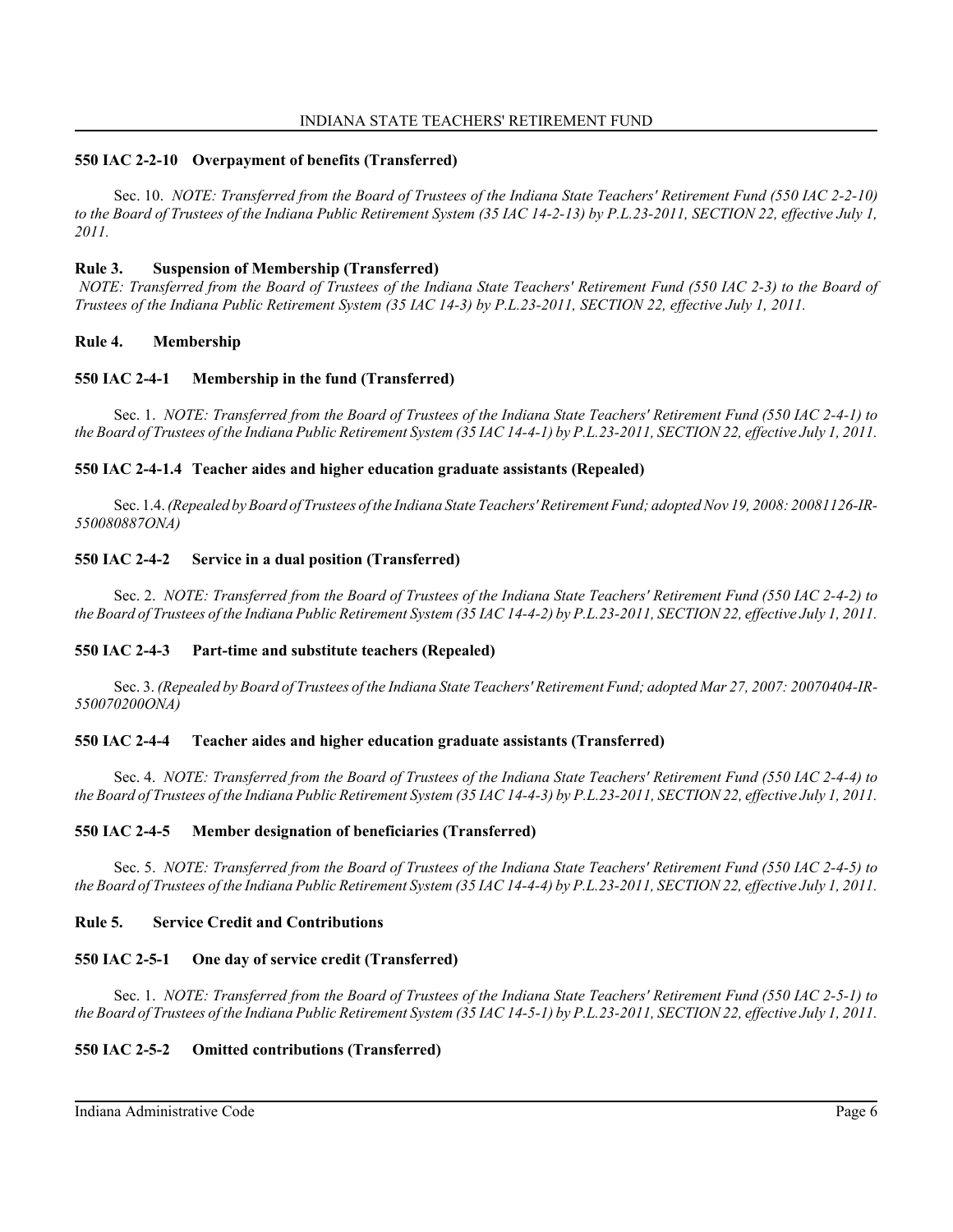### 550 IAC 2-2-10 Overpayment of benefits (Transferred)

Sec. 10. *NOTE: Transferred from the Board of Trustees of the Indiana State Teachers' Retirement Fund (550 IAC 2-2-10) to the Board of Trustees of the Indiana Public Retirement System (35 IAC 14-2-13) by P.L.23-2011, SECTION 22, effective July 1, 2011.*

## Rule 3. Suspension of Membership (Transferred)

*NOTE: Transferred from the Board of Trustees of the Indiana State Teachers' Retirement Fund (550 IAC 2-3) to the Board of Trustees of the Indiana Public Retirement System (35 IAC 14-3) by P.L.23-2011, SECTION 22, effective July 1, 2011.*

## Rule 4. Membership

### 550 IAC 2-4-1 Membership in the fund (Transferred)

Sec. 1. *NOTE: Transferred from the Board of Trustees of the Indiana State Teachers' Retirement Fund (550 IAC 2-4-1) to the Board of Trustees of the Indiana Public Retirement System (35 IAC 14-4-1) by P.L.23-2011, SECTION 22, effective July 1, 2011.*

### 550 IAC 2-4-1.4 Teacher aides and higher education graduate assistants (Repealed)

Sec. 1.4. *(Repealed by Board of Trustees of the Indiana State Teachers' Retirement Fund; adopted Nov 19, 2008: 20081126-IR-550080887ONA)*

### 550 IAC 2-4-2 Service in a dual position (Transferred)

Sec. 2. *NOTE: Transferred from the Board of Trustees of the Indiana State Teachers' Retirement Fund (550 IAC 2-4-2) to the Board of Trustees of the Indiana Public Retirement System (35 IAC 14-4-2) by P.L.23-2011, SECTION 22, effective July 1, 2011.*

### 550 IAC 2-4-3 Part-time and substitute teachers (Repealed)

Sec. 3. *(Repealed by Board of Trustees of the Indiana State Teachers' Retirement Fund; adopted Mar 27, 2007: 20070404-IR-550070200ONA)*

### 550 IAC 2-4-4 Teacher aides and higher education graduate assistants (Transferred)

Sec. 4. *NOTE: Transferred from the Board of Trustees of the Indiana State Teachers' Retirement Fund (550 IAC 2-4-4) to the Board of Trustees of the Indiana Public Retirement System (35 IAC 14-4-3) by P.L.23-2011, SECTION 22, effective July 1, 2011.*

### 550 IAC 2-4-5 Member designation of beneficiaries (Transferred)

Sec. 5. *NOTE: Transferred from the Board of Trustees of the Indiana State Teachers' Retirement Fund (550 IAC 2-4-5) to the Board of Trustees of the Indiana Public Retirement System (35 IAC 14-4-4) by P.L.23-2011, SECTION 22, effective July 1, 2011.*

## Rule 5. Service Credit and Contributions

### 550 IAC 2-5-1 One day of service credit (Transferred)

Sec. 1. *NOTE: Transferred from the Board of Trustees of the Indiana State Teachers' Retirement Fund (550 IAC 2-5-1) to the Board of Trustees of the Indiana Public Retirement System (35 IAC 14-5-1) by P.L.23-2011, SECTION 22, effective July 1, 2011.*

### 550 IAC 2-5-2 Omitted contributions (Transferred)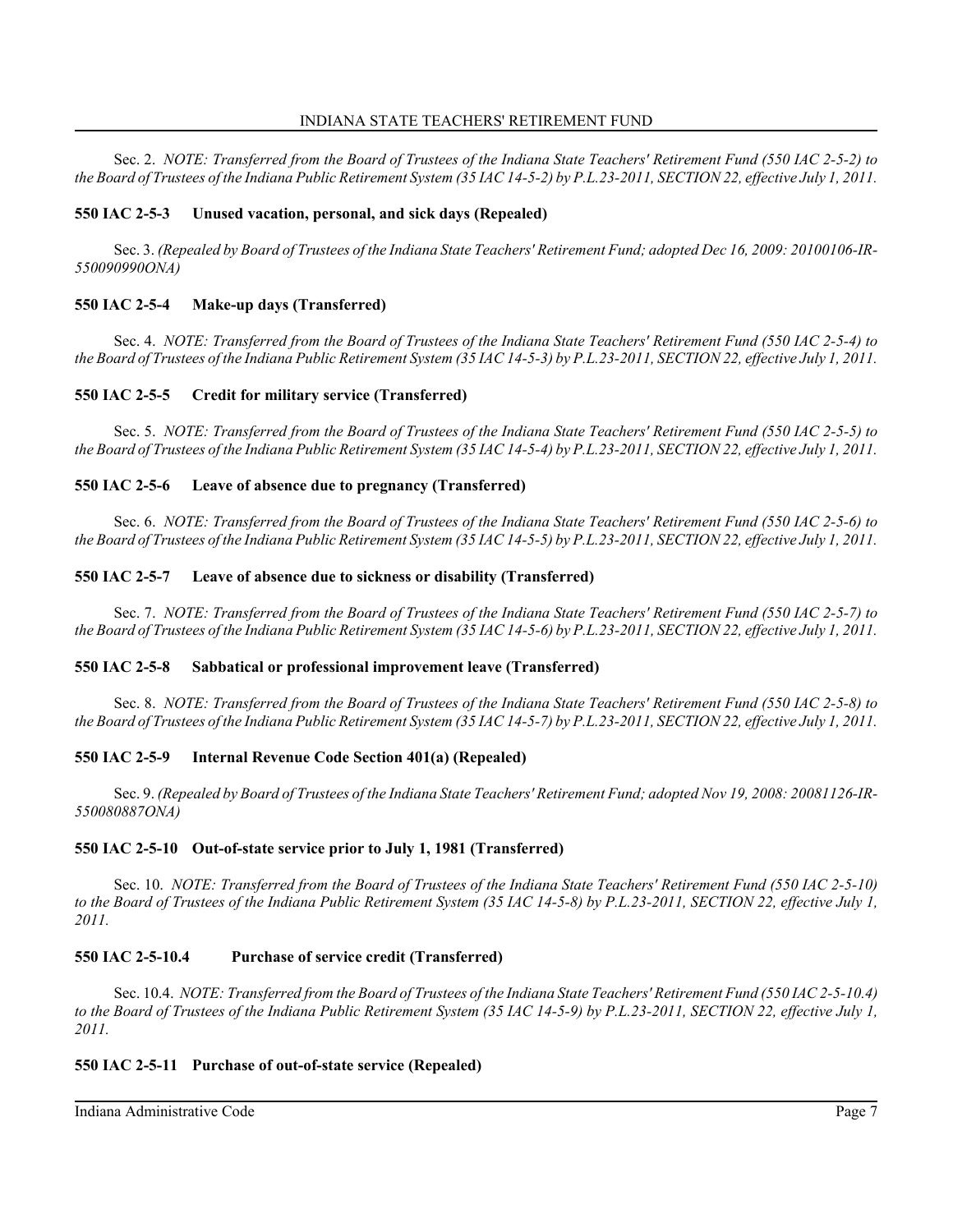Sec. 2. *NOTE: Transferred from the Board of Trustees of the Indiana State Teachers' Retirement Fund (550 IAC 2-5-2) to the Board of Trustees of the Indiana Public Retirement System (35 IAC 14-5-2) by P.L.23-2011, SECTION 22, effective July 1, 2011.*

### 550 IAC 2-5-3 Unused vacation, personal, and sick days (Repealed)

Sec. 3. *(Repealed by Board of Trustees of the Indiana State Teachers' Retirement Fund; adopted Dec 16, 2009: 20100106-IR-550090990ONA)*

### 550 IAC 2-5-4 Make-up days (Transferred)

Sec. 4. *NOTE: Transferred from the Board of Trustees of the Indiana State Teachers' Retirement Fund (550 IAC 2-5-4) to the Board of Trustees of the Indiana Public Retirement System (35 IAC 14-5-3) by P.L.23-2011, SECTION 22, effective July 1, 2011.*

### 550 IAC 2-5-5 Credit for military service (Transferred)

Sec. 5. *NOTE: Transferred from the Board of Trustees of the Indiana State Teachers' Retirement Fund (550 IAC 2-5-5) to the Board of Trustees of the Indiana Public Retirement System (35 IAC 14-5-4) by P.L.23-2011, SECTION 22, effective July 1, 2011.*

### 550 IAC 2-5-6 Leave of absence due to pregnancy (Transferred)

Sec. 6. *NOTE: Transferred from the Board of Trustees of the Indiana State Teachers' Retirement Fund (550 IAC 2-5-6) to the Board of Trustees of the Indiana Public Retirement System (35 IAC 14-5-5) by P.L.23-2011, SECTION 22, effective July 1, 2011.*

### 550 IAC 2-5-7 Leave of absence due to sickness or disability (Transferred)

Sec. 7. *NOTE: Transferred from the Board of Trustees of the Indiana State Teachers' Retirement Fund (550 IAC 2-5-7) to the Board of Trustees of the Indiana Public Retirement System (35 IAC 14-5-6) by P.L.23-2011, SECTION 22, effective July 1, 2011.*

### 550 IAC 2-5-8 Sabbatical or professional improvement leave (Transferred)

Sec. 8. *NOTE: Transferred from the Board of Trustees of the Indiana State Teachers' Retirement Fund (550 IAC 2-5-8) to the Board of Trustees of the Indiana Public Retirement System (35 IAC 14-5-7) by P.L.23-2011, SECTION 22, effective July 1, 2011.*

### 550 IAC 2-5-9 Internal Revenue Code Section 401(a) (Repealed)

Sec. 9. *(Repealed by Board of Trustees of the Indiana State Teachers' Retirement Fund; adopted Nov 19, 2008: 20081126-IR-550080887ONA)*

### 550 IAC 2-5-10 Out-of-state service prior to July 1, 1981 (Transferred)

Sec. 10. *NOTE: Transferred from the Board of Trustees of the Indiana State Teachers' Retirement Fund (550 IAC 2-5-10) to the Board of Trustees of the Indiana Public Retirement System (35 IAC 14-5-8) by P.L.23-2011, SECTION 22, effective July 1, 2011.*

### 550 IAC 2-5-10.4 Purchase of service credit (Transferred)

Sec. 10.4. *NOTE: Transferred from the Board of Trustees of the Indiana State Teachers' Retirement Fund (550 IAC 2-5-10.4) to the Board of Trustees of the Indiana Public Retirement System (35 IAC 14-5-9) by P.L.23-2011, SECTION 22, effective July 1, 2011.*

### 550 IAC 2-5-11 Purchase of out-of-state service (Repealed)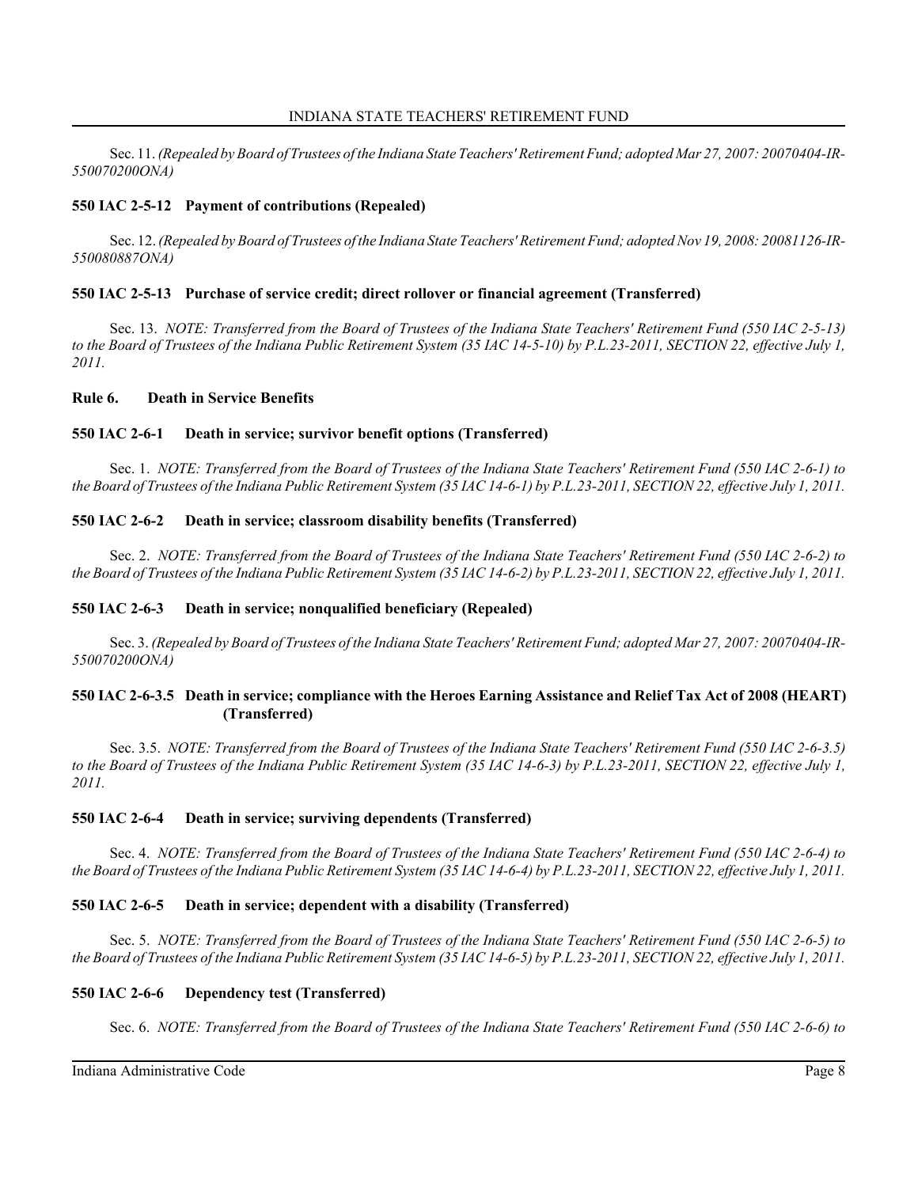Sec. 11. *(Repealed by Board of Trustees of the Indiana State Teachers' Retirement Fund; adopted Mar 27, 2007: 20070404-IR-550070200ONA)*

### 550 IAC 2-5-12 Payment of contributions (Repealed)

Sec. 12. *(Repealed by Board of Trustees of the Indiana State Teachers' Retirement Fund; adopted Nov 19, 2008: 20081126-IR-550080887ONA)*

### 550 IAC 2-5-13 Purchase of service credit; direct rollover or financial agreement (Transferred)

Sec. 13. *NOTE: Transferred from the Board of Trustees of the Indiana State Teachers' Retirement Fund (550 IAC 2-5-13) to the Board of Trustees of the Indiana Public Retirement System (35 IAC 14-5-10) by P.L.23-2011, SECTION 22, effective July 1, 2011.*

## Rule 6. Death in Service Benefits

### 550 IAC 2-6-1 Death in service; survivor benefit options (Transferred)

Sec. 1. *NOTE: Transferred from the Board of Trustees of the Indiana State Teachers' Retirement Fund (550 IAC 2-6-1) to the Board of Trustees of the Indiana Public Retirement System (35 IAC 14-6-1) by P.L.23-2011, SECTION 22, effective July 1, 2011.*

### 550 IAC 2-6-2 Death in service; classroom disability benefits (Transferred)

Sec. 2. *NOTE: Transferred from the Board of Trustees of the Indiana State Teachers' Retirement Fund (550 IAC 2-6-2) to the Board of Trustees of the Indiana Public Retirement System (35 IAC 14-6-2) by P.L.23-2011, SECTION 22, effective July 1, 2011.*

### 550 IAC 2-6-3 Death in service; nonqualified beneficiary (Repealed)

Sec. 3. *(Repealed by Board of Trustees of the Indiana State Teachers' Retirement Fund; adopted Mar 27, 2007: 20070404-IR-550070200ONA)*

### 550 IAC 2-6-3.5 Death in service; compliance with the Heroes Earning Assistance and Relief Tax Act of 2008 (HEART) (Transferred)

Sec. 3.5. *NOTE: Transferred from the Board of Trustees of the Indiana State Teachers' Retirement Fund (550 IAC 2-6-3.5) to the Board of Trustees of the Indiana Public Retirement System (35 IAC 14-6-3) by P.L.23-2011, SECTION 22, effective July 1, 2011.*

### 550 IAC 2-6-4 Death in service; surviving dependents (Transferred)

Sec. 4. *NOTE: Transferred from the Board of Trustees of the Indiana State Teachers' Retirement Fund (550 IAC 2-6-4) to the Board of Trustees of the Indiana Public Retirement System (35 IAC 14-6-4) by P.L.23-2011, SECTION 22, effective July 1, 2011.*

### 550 IAC 2-6-5 Death in service; dependent with a disability (Transferred)

Sec. 5. *NOTE: Transferred from the Board of Trustees of the Indiana State Teachers' Retirement Fund (550 IAC 2-6-5) to the Board of Trustees of the Indiana Public Retirement System (35 IAC 14-6-5) by P.L.23-2011, SECTION 22, effective July 1, 2011.*

### 550 IAC 2-6-6 Dependency test (Transferred)

Sec. 6. *NOTE: Transferred from the Board of Trustees of the Indiana State Teachers' Retirement Fund (550 IAC 2-6-6) to*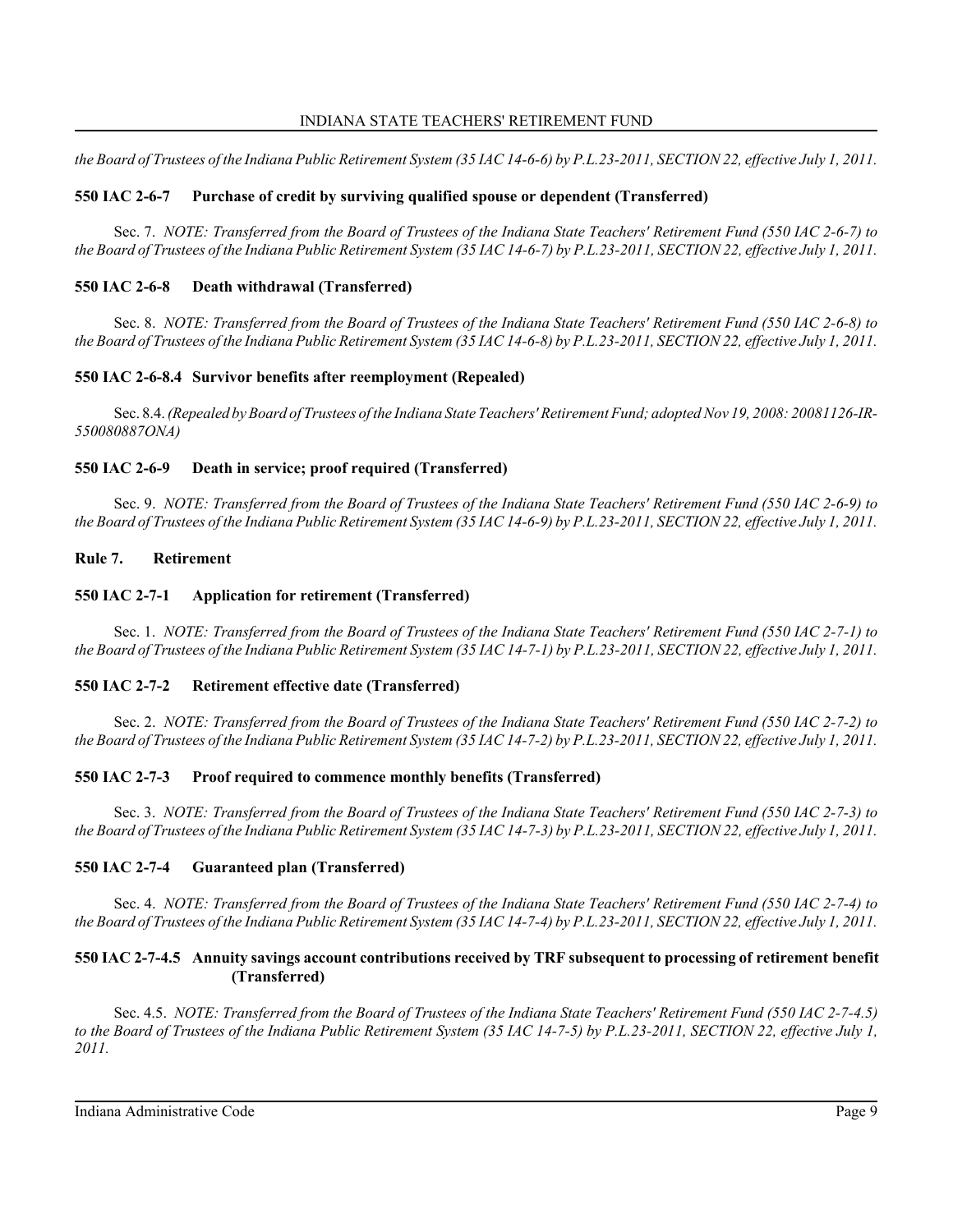*the Board of Trustees of the Indiana Public Retirement System (35 IAC 14-6-6) by P.L.23-2011, SECTION 22, effective July 1, 2011.*

### 550 IAC 2-6-7 Purchase of credit by surviving qualified spouse or dependent (Transferred)

Sec. 7. *NOTE: Transferred from the Board of Trustees of the Indiana State Teachers' Retirement Fund (550 IAC 2-6-7) to the Board of Trustees of the Indiana Public Retirement System (35 IAC 14-6-7) by P.L.23-2011, SECTION 22, effective July 1, 2011.*

### 550 IAC 2-6-8 Death withdrawal (Transferred)

Sec. 8. *NOTE: Transferred from the Board of Trustees of the Indiana State Teachers' Retirement Fund (550 IAC 2-6-8) to the Board of Trustees of the Indiana Public Retirement System (35 IAC 14-6-8) by P.L.23-2011, SECTION 22, effective July 1, 2011.*

### 550 IAC 2-6-8.4 Survivor benefits after reemployment (Repealed)

Sec. 8.4. *(Repealed by Board of Trustees of the Indiana State Teachers' Retirement Fund; adopted Nov 19, 2008: 20081126-IR-550080887ONA)*

### 550 IAC 2-6-9 Death in service; proof required (Transferred)

Sec. 9. *NOTE: Transferred from the Board of Trustees of the Indiana State Teachers' Retirement Fund (550 IAC 2-6-9) to the Board of Trustees of the Indiana Public Retirement System (35 IAC 14-6-9) by P.L.23-2011, SECTION 22, effective July 1, 2011.*

## Rule 7. Retirement

### 550 IAC 2-7-1 Application for retirement (Transferred)

Sec. 1. *NOTE: Transferred from the Board of Trustees of the Indiana State Teachers' Retirement Fund (550 IAC 2-7-1) to the Board of Trustees of the Indiana Public Retirement System (35 IAC 14-7-1) by P.L.23-2011, SECTION 22, effective July 1, 2011.*

### 550 IAC 2-7-2 Retirement effective date (Transferred)

Sec. 2. *NOTE: Transferred from the Board of Trustees of the Indiana State Teachers' Retirement Fund (550 IAC 2-7-2) to the Board of Trustees of the Indiana Public Retirement System (35 IAC 14-7-2) by P.L.23-2011, SECTION 22, effective July 1, 2011.*

### 550 IAC 2-7-3 Proof required to commence monthly benefits (Transferred)

Sec. 3. *NOTE: Transferred from the Board of Trustees of the Indiana State Teachers' Retirement Fund (550 IAC 2-7-3) to the Board of Trustees of the Indiana Public Retirement System (35 IAC 14-7-3) by P.L.23-2011, SECTION 22, effective July 1, 2011.*

### 550 IAC 2-7-4 Guaranteed plan (Transferred)

Sec. 4. *NOTE: Transferred from the Board of Trustees of the Indiana State Teachers' Retirement Fund (550 IAC 2-7-4) to the Board of Trustees of the Indiana Public Retirement System (35 IAC 14-7-4) by P.L.23-2011, SECTION 22, effective July 1, 2011.*

### 550 IAC 2-7-4.5 Annuity savings account contributions received by TRF subsequent to processing of retirement benefit (Transferred)

Sec. 4.5. *NOTE: Transferred from the Board of Trustees of the Indiana State Teachers' Retirement Fund (550 IAC 2-7-4.5) to the Board of Trustees of the Indiana Public Retirement System (35 IAC 14-7-5) by P.L.23-2011, SECTION 22, effective July 1, 2011.*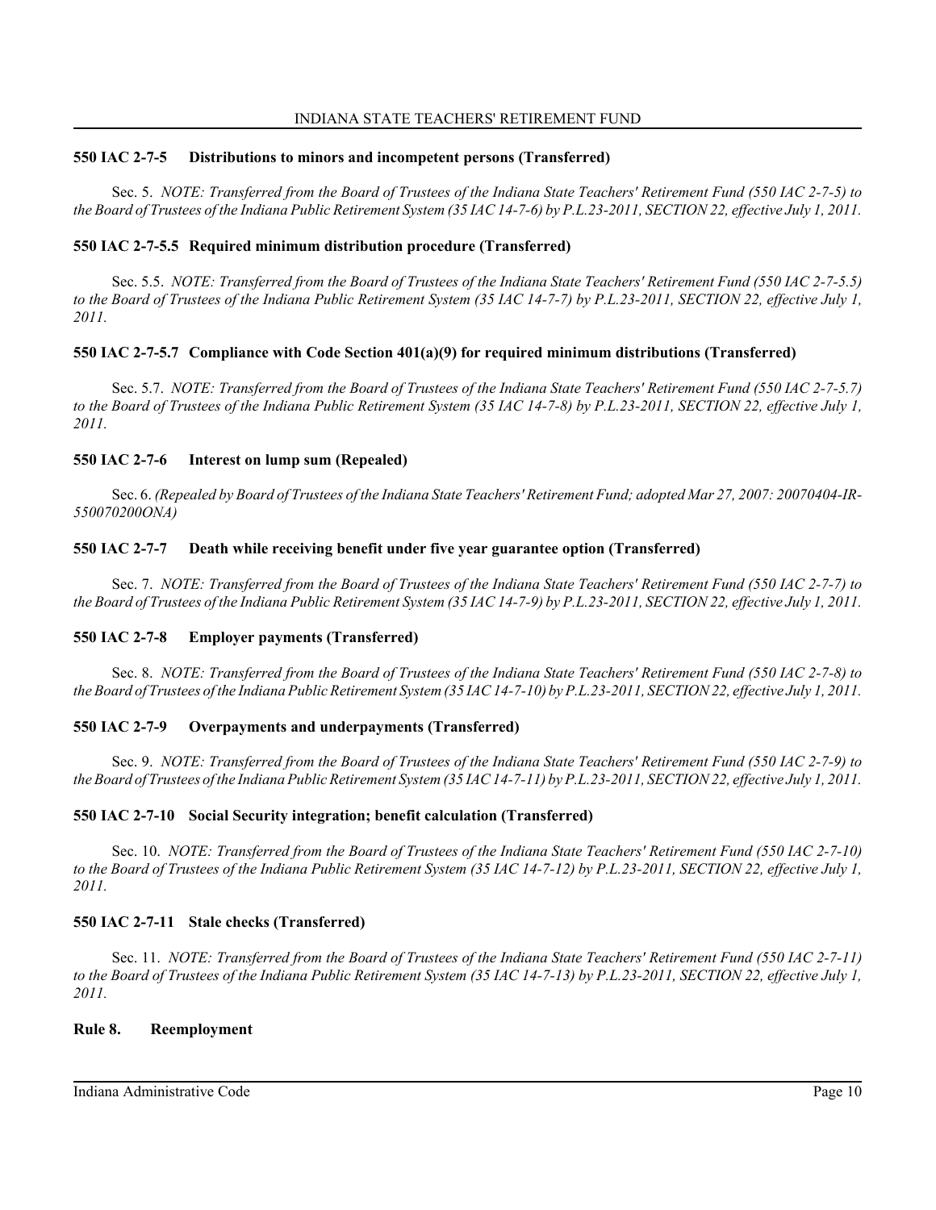### 550 IAC 2-7-5 Distributions to minors and incompetent persons (Transferred)

Sec. 5. *NOTE: Transferred from the Board of Trustees of the Indiana State Teachers' Retirement Fund (550 IAC 2-7-5) to the Board of Trustees of the Indiana Public Retirement System (35 IAC 14-7-6) by P.L.23-2011, SECTION 22, effective July 1, 2011.*

### 550 IAC 2-7-5.5 Required minimum distribution procedure (Transferred)

Sec. 5.5. *NOTE: Transferred from the Board of Trustees of the Indiana State Teachers' Retirement Fund (550 IAC 2-7-5.5) to the Board of Trustees of the Indiana Public Retirement System (35 IAC 14-7-7) by P.L.23-2011, SECTION 22, effective July 1, 2011.*

### 550 IAC 2-7-5.7 Compliance with Code Section 401(a)(9) for required minimum distributions (Transferred)

Sec. 5.7. *NOTE: Transferred from the Board of Trustees of the Indiana State Teachers' Retirement Fund (550 IAC 2-7-5.7) to the Board of Trustees of the Indiana Public Retirement System (35 IAC 14-7-8) by P.L.23-2011, SECTION 22, effective July 1, 2011.*

### 550 IAC 2-7-6 Interest on lump sum (Repealed)

Sec. 6. *(Repealed by Board of Trustees of the Indiana State Teachers' Retirement Fund; adopted Mar 27, 2007: 20070404-IR-550070200ONA)*

### 550 IAC 2-7-7 Death while receiving benefit under five year guarantee option (Transferred)

Sec. 7. *NOTE: Transferred from the Board of Trustees of the Indiana State Teachers' Retirement Fund (550 IAC 2-7-7) to the Board of Trustees of the Indiana Public Retirement System (35 IAC 14-7-9) by P.L.23-2011, SECTION 22, effective July 1, 2011.*

### 550 IAC 2-7-8 Employer payments (Transferred)

Sec. 8. *NOTE: Transferred from the Board of Trustees of the Indiana State Teachers' Retirement Fund (550 IAC 2-7-8) to the Board of Trustees of the Indiana Public Retirement System (35 IAC 14-7-10) by P.L.23-2011, SECTION 22, effective July 1, 2011.*

### 550 IAC 2-7-9 Overpayments and underpayments (Transferred)

Sec. 9. *NOTE: Transferred from the Board of Trustees of the Indiana State Teachers' Retirement Fund (550 IAC 2-7-9) to the Board of Trustees of the Indiana Public Retirement System (35 IAC 14-7-11) by P.L.23-2011, SECTION 22, effective July 1, 2011.*

### 550 IAC 2-7-10 Social Security integration; benefit calculation (Transferred)

Sec. 10. *NOTE: Transferred from the Board of Trustees of the Indiana State Teachers' Retirement Fund (550 IAC 2-7-10) to the Board of Trustees of the Indiana Public Retirement System (35 IAC 14-7-12) by P.L.23-2011, SECTION 22, effective July 1, 2011.*

### 550 IAC 2-7-11 Stale checks (Transferred)

Sec. 11. *NOTE: Transferred from the Board of Trustees of the Indiana State Teachers' Retirement Fund (550 IAC 2-7-11) to the Board of Trustees of the Indiana Public Retirement System (35 IAC 14-7-13) by P.L.23-2011, SECTION 22, effective July 1, 2011.*

## Rule 8. Reemployment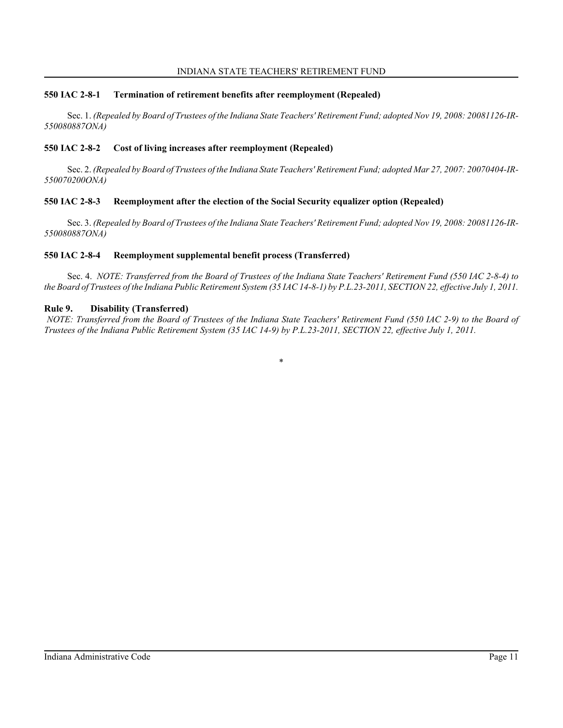### 550 IAC 2-8-1 Termination of retirement benefits after reemployment (Repealed)

Sec. 1. *(Repealed by Board of Trustees of the Indiana State Teachers' Retirement Fund; adopted Nov 19, 2008: 20081126-IR-550080887ONA)*

### 550 IAC 2-8-2 Cost of living increases after reemployment (Repealed)

Sec. 2. *(Repealed by Board of Trustees of the Indiana State Teachers' Retirement Fund; adopted Mar 27, 2007: 20070404-IR-550070200ONA)*

### 550 IAC 2-8-3 Reemployment after the election of the Social Security equalizer option (Repealed)

Sec. 3. *(Repealed by Board of Trustees of the Indiana State Teachers' Retirement Fund; adopted Nov 19, 2008: 20081126-IR-550080887ONA)*

### 550 IAC 2-8-4 Reemployment supplemental benefit process (Transferred)

Sec. 4. *NOTE: Transferred from the Board of Trustees of the Indiana State Teachers' Retirement Fund (550 IAC 2-8-4) to the Board of Trustees of the Indiana Public Retirement System (35 IAC 14-8-1) by P.L.23-2011, SECTION 22, effective July 1, 2011.*

## Rule 9. Disability (Transferred)

*NOTE: Transferred from the Board of Trustees of the Indiana State Teachers' Retirement Fund (550 IAC 2-9) to the Board of Trustees of the Indiana Public Retirement System (35 IAC 14-9) by P.L.23-2011, SECTION 22, effective July 1, 2011.*

*